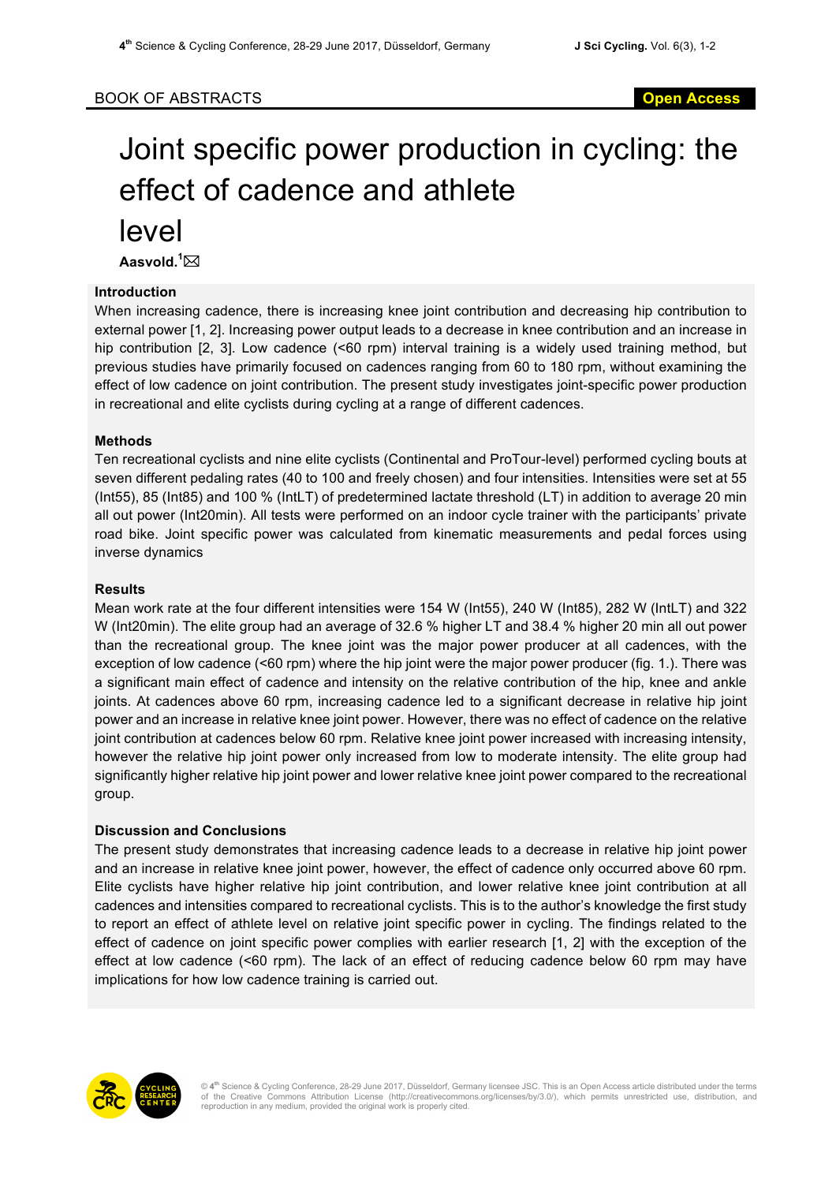BOOK OF ABSTRACTS

# Joint specific power production in cycling: the effect of cadence and athlete level

**Aasvold.**[1]

### Introduction

When increasing cadence, there is increasing knee joint contribution and decreasing hip contribution to external power [1, 2]. Increasing power output leads to a decrease in knee contribution and an increase in hip contribution [2, 3]. Low cadence (<60 rpm) interval training is a widely used training method, but previous studies have primarily focused on cadences ranging from 60 to 180 rpm, without examining the effect of low cadence on joint contribution. The present study investigates joint-specific power production in recreational and elite cyclists during cycling at a range of different cadences.

### Methods

Ten recreational cyclists and nine elite cyclists (Continental and ProTour-level) performed cycling bouts at seven different pedaling rates (40 to 100 and freely chosen) and four intensities. Intensities were set at 55 (Int55), 85 (Int85) and 100 % (IntLT) of predetermined lactate threshold (LT) in addition to average 20 min all out power (Int20min). All tests were performed on an indoor cycle trainer with the participants' private road bike. Joint specific power was calculated from kinematic measurements and pedal forces using inverse dynamics

### Results

Mean work rate at the four different intensities were 154 W (Int55), 240 W (Int85), 282 W (IntLT) and 322 W (Int20min). The elite group had an average of 32.6 % higher LT and 38.4 % higher 20 min all out power than the recreational group. The knee joint was the major power producer at all cadences, with the exception of low cadence (<60 rpm) where the hip joint were the major power producer (fig. 1.). There was a significant main effect of cadence and intensity on the relative contribution of the hip, knee and ankle joints. At cadences above 60 rpm, increasing cadence led to a significant decrease in relative hip joint power and an increase in relative knee joint power. However, there was no effect of cadence on the relative joint contribution at cadences below 60 rpm. Relative knee joint power increased with increasing intensity, however the relative hip joint power only increased from low to moderate intensity. The elite group had significantly higher relative hip joint power and lower relative knee joint power compared to the recreational group.

### Discussion and Conclusions

The present study demonstrates that increasing cadence leads to a decrease in relative hip joint power and an increase in relative knee joint power, however, the effect of cadence only occurred above 60 rpm. Elite cyclists have higher relative hip joint contribution, and lower relative knee joint contribution at all cadences and intensities compared to recreational cyclists. This is to the author's knowledge the first study to report an effect of athlete level on relative joint specific power in cycling. The findings related to the effect of cadence on joint specific power complies with earlier research [1, 2] with the exception of the effect at low cadence (<60 rpm). The lack of an effect of reducing cadence below 60 rpm may have implications for how low cadence training is carried out.

© 4th Science & Cycling Conference, 28-29 June 2017, Düsseldorf, Germany licensee JSC. This is an Open Access article distributed under the terms of the Creative Commons Attribution License (http://creativecommons.org/licenses/by/3.0/), which permits unrestricted use, distribution, and reproduction in any medium, provided the original work is properly cited.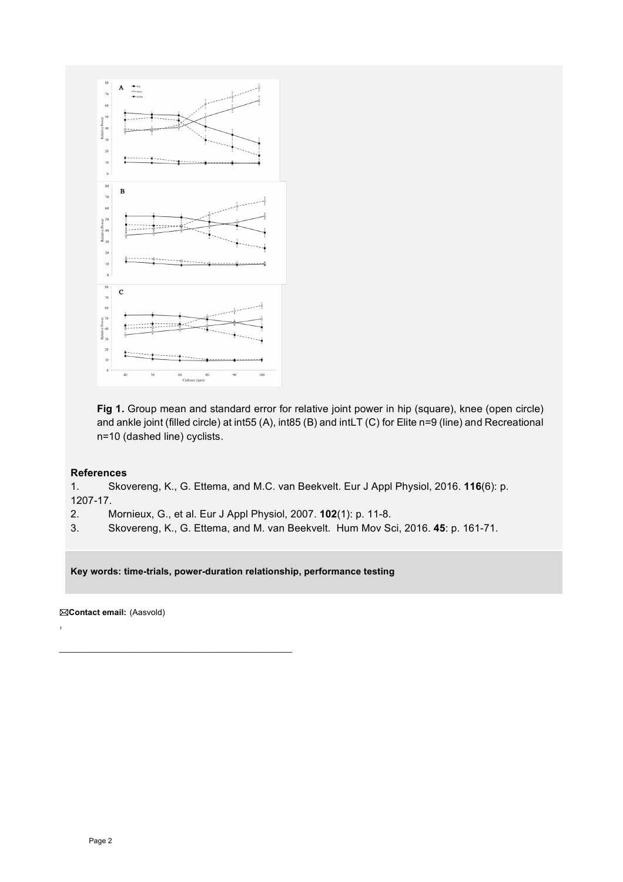A

B

C

Relative Power

Cadence (rpm)

**Fig 1.** Group mean and standard error for relative joint power in hip (square), knee (open circle) and ankle joint (filled circle) at int55 (A), int85 (B) and intLT (C) for Elite n=9 (line) and Recreational n=10 (dashed line) cyclists.

## References

1. Skovereng, K., G. Ettema, and M.C. van Beekvelt. Eur J Appl Physiol, 2016. **116**(6): p. 1207-17.
2. Mornieux, G., et al. Eur J Appl Physiol, 2007. **102**(1): p. 11-8.
3. Skovereng, K., G. Ettema, and M. van Beekvelt. Hum Mov Sci, 2016. **45**: p. 161-71.

**Key words: time-trials, power-duration relationship, performance testing**

☒**Contact email:** (Aasvold)